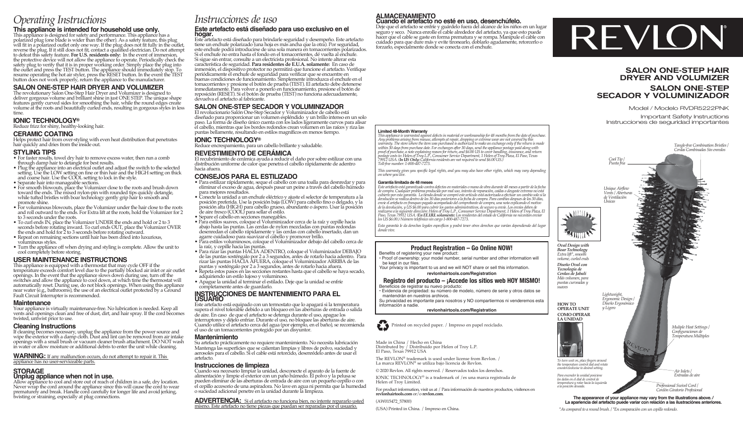# Operating Instructions

## This appliance is intended for household use only.

This appliance is designed for safety and performance. This appliance has a polarized plug (one blade is wider than the other). As a safety feature, this plug will fit in a polarized outlet only one way. If the plug does not fit fully in the outlet, reverse the plug. If it still does not fit, contact a qualified electrician. Do not attempt to defeat this safety feature. **For U.S. residents only:** In the event of immersion, the protective device will not allow the appliance to operate. Periodically check the safety plug to verify that it is in proper working order. Simply place the plug into the outlet and press the TEST button. The appliance should immediately stop. To resume operating the hot air styler, press the RESET button. In the event the TEST button does not work properly, return the appliance to the manufacturer.

## SALON ONE-STEP HAIR DRYER AND VOLUMIZER

The revolutionary Salon One-Step Hair Dryer and Volumizer is designed to deliver gorgeous volume and brilliant shine in just ONE STEP. The unique shape features gently curved sides for smoothing the hair, while the round edges create volume at the roots and beautifully curled ends, resulting in gorgeous styles in less time.

## IONIC TECHNOLOGY®

Reduce frizz for shiny, healthy-looking hair.

## CERAMIC COATING

Helps protect hair from over-styling with even heat distribution that penetrates hair quickly and dries from the inside out.

## STYLING TIPS

- For faster results, towel dry hair to remove excess water, then run a comb through damp hair to detangle for best results.
- Plug the appliance into an electrical outlet and adjust the switch to the selected setting. Use the LOW setting on fine or thin hair and the HIGH setting on thick and coarse hair. Use the COOL setting to lock in the style.
- Separate hair into manageable sections.
- For smooth blowouts, place the Volumizer close to the roots and brush down toward the ends. The mixed nylon-pin with rounded tips quickly detangle, while tufted bristles with boar technology gently grip hair to smooth and promote shine.
- For voluminous blowouts, place the Volumizer under the hair close to the roots and roll outward to the ends. For Extra lift at the roots, hold the Volumizer for 2 to 3 seconds under the roots.
- To curl ends IN, place the Volumizer UNDER the ends and hold or 2 to 3 seconds before rotating inward. To curl ends OUT, place the Volumizer OVER the ends and hold for 2 to 3 seconds before rotating outward.
- Repeat on remaining sections until hair has been dried into luxurious, voluminous styles.
- Turn the appliance off when drying and styling is complete. Allow the unit to cool completely before storing.

## USER MAINTENANCE INSTRUCTIONS

This appliance is equipped with a thermostat that may cycle OFF if the temperature exceeds comfort level due to the partially blocked air inlet or air outlet openings. In the event that the appliance slows down during use, turn off the switches and allow the appliance to cool down, at which time the thermostat will automatically reset. During use, do not block openings. When using this appliance near water (e.g., bathrooms), the use of an electrical outlet protected by a Ground Fault Circuit Interrupter is recommended.

### Maintenance

Your appliance is virtually maintenance-free. No lubrication is needed. Keep all vents and openings clean and free of dust, dirt, and hair spray. If the cord becomes twisted, untwist prior to use.

### Cleaning Instructions

If cleaning becomes necessary, unplug the appliance from the power source and wipe the exterior with a damp cloth. Dust and lint can be removed from air intake openings with a small brush or vacuum cleaner brush attachment. DO NOT wash in water or allow moisture or additional debris to enter the unit while cleaning.

**WARNING:** If any malfunction occurs, do not attempt to repair it. This appliance has no user-serviceable parts.

## STORAGE
### Unplug appliance when not in use.

Allow appliance to cool and store out of reach of children in a safe, dry location. Never wrap the cord around the appliance since this will cause the cord to wear prematurely and break. Handle cord carefully for longer life and avoid jerking, twisting or straining, especially at plug connections.

# Instrucciones de uso

## Este artefacto está diseñado para uso exclusivo en el hogar.

Este artefacto está diseñado para brindarle seguridad y desempeño. Este artefacto tiene un enchufe polarizado (una hoja es más ancha que la otra). Por seguridad, este enchufe podrá introducirse de una sola manera en tomacorrientes polarizados. Si el enchufe no entra hasta el fondo en el tomacorrientes, dé vuelta al enchufe. Si sigue sin entrar, consulte a un electricista profesional. No intente alterar esta característica de seguridad. **Para residentes de E.U.A. solamente:** En caso de inmersión, el dispositivo protector no permitirá que funcione el artefacto. Verifique periódicamente el enchufe de seguridad para verificar que se encuentre en buenas condiciones de funcionamiento. Simplemente introduzca el enchufe en el tomacorrientes y presione el botón de prueba (TEST). El artefacto debe detenerse inmediatamente. Para volver a ponerlo en funcionamiento, presione el botón de reposición (RESET). Si el botón de prueba (TEST) no funciona adecuadamente, devuelva el artefacto al fabricante.

## SALON ONE-STEP SECADOR Y VOLUMINIZADOR

El revolucionario Salón One-Step Secador y Voluminizador de cabello está diseñado para proporcionar un volumen espléndido y un brillo intenso en un solo paso. La forma de diseño único cuenta con los lados ligeramente curvos para alisar el cabello, mientras que los bordes redondos crean volumen en las raíces y riza las puntas bellamente, resultando en estilos magníficos en menos tiempo.

## IONIC TECHNOLOGY®

Reduce encrespamiento, para un cabello brillante y saludable.

## REVESTIMIENTO DE CERÁMICA

El recubrimiento de cerámica ayuda a reducir el daño por sobre estilizar con una distribución uniforme de calor que penetra el cabello rápidamente de adentro hacia afuera.

## CONSEJOS PARA EL ESTILIZADO

- Para estilizar rápidamente, seque el cabello con una toalla para desenredar y para eliminar el exceso de agua, después pasar un peine a través del cabello húmedo para mejores resultados.
- Conecte la unidad a un enchufe eléctrico y ajuste el selector de temperatura a la posición preferida. Use la posición baja (LOW) para cabello fino o delgado, y la posición alta (HIGH) para cabello grueso, abundante o áspero. Usar la posición de aire fresco (COOL) para sellar el estilo.
- Separe el cabello en secciones manejables.
- Para estilos suaves, coloque el Voluminizador cerca de la raíz y cepille hacia abajo hasta las puntas. Las cerdas de nylon mezcladas con puntas redondas desenredan el cabello rápidamente y las cerdas con cabello insertado, dan un agarre cuidadoso para suavizar el cabello y promover brillo.
- Para estilos voluminosos, coloque el Voluminizador debajo del cabello cerca de la raíz, y cepille hacia las puntas.
- Para rizar las puntas HACIA ADENTRO, coloque el Voluminizador DEBAJO de las puntas sosténgalo por 2 a 3 segundos, antes de rotarlo hacia adentro. Para rizar las puntas HACIA AFUERA, coloque el Voluminizador ARRIBA de las puntas y sosténgalo por 2 a 3 segundos, antes de rotarlo hacia afuera.
- Repeta estos pasos en las secciones restantes hasta que el cabello se haya secado, adquiriendo un estilo lujoso y voluminoso.
- Apague la unidad al terminar el estilado. Deje que la unidad se enfríe completamente antes de guardarlo.

## INSTRUCCIONES DE MANTENIMIENTO PARA EL USUARIO

Este artefacto está equipado con un termostato que lo apagará si la temperatura supera el nivel tolerable debido a un bloqueo en las aberturas de entrada o salida de aire. En caso de que el artefacto se detenga durante el uso, apague los interruptores y déjelo enfriar. Durante el uso, no bloquee las aberturas de aire. Cuando utilice el artefacto cerca del agua (por ejemplo, en el baño), se recomienda el uso de un tomacorrientes protegido por un disyuntor.

### Mantenimiento

Su artefacto prácticamente no requiere mantenimiento. No necesita lubricación. Mantenga las aperturas calientes limpias y libres de polvo, suciedad y aerosoles para el cabello. Si el cable está retorcido, desenrédelo antes de usar el artefacto.

### Instrucciones de limpieza

Cuando sea necesario limpiar la unidad, desconecte el aparato de la fuente de alimentación y limpie el exterior con un paño húmedo. El polvo y la pelusa se pueden eliminar de las aberturas de entrada de aire con un pequeño cepillo o con el cepillo accesorio de una aspiradora. No lave en agua ni permita que la humedad o suciedad adicional penetre en la unidad durante la limpieza.

**ADVERTENCIA:** Si el artefacto no funciona bien, no intente repararlo usted mismo. Este artefacto no tiene piezas que puedan ser reparadas por el usuario.

## ALMACENAMIENTO
### Cuando el artefacto no esté en uso, desenchúfelo.

Deje que el artefacto se enfríe y guárdelo fuera del alcance de los niños en un lugar seguro y seco. Nunca enrolle el cable alrededor del artefacto, ya que esto puede hacer que el cable se gaste en forma prematura y se rompa. Manipule el cable con cuidado para que dure más y evite tironearlo, doblarlo agudamente, retorcerlo o forzarlo, especialmente donde se conecta con el enchufe.

### Limited 48-Month Warranty

*This appliance is warranted against defects in material or workmanship for 48 months from the date of purchase. Any problems arising from misuse, attempts at repair, dropping or extreme wear are not covered by this warranty. The store where the item was purchased is authorized to make an exchange only if the return is made within 30 days from purchase date. For exchanges after 30 days, send the appliance postage paid along with proof of purchase, a note explaining reason for return, and $6.00 US to cover handling, insurance, and return postage costs to: Helen of Troy L.P., Consumer Service Department, 1 Helen of Troy Plaza, El Paso, Texas 79912 USA. (In US Only: California residents are not required to send $6.00 US.) Toll-free number: 1-800-487-7273.*

*This warranty gives you specific legal rights, and you may also have other rights, which may vary depending on where you live.*

### Garantía limitada de 48 meses

*Este artefacto está garantizado contra defectos en materiales o mano de obra durante 48 meses a partir de la fecha de compra. Cualquier problema producido por mal uso, intento de reparación, caídas o desgaste extremo no está cubierto por esta garantía. La tienda donde se compró este artículo está autorizada a efectuar un cambio solo si la devolución se realiza dentro de los 30 días posteriores a la fecha de compra. Para cambios después de los 30 días, envíe el artefacto en franqueo pagado acompañado del comprobante de compra, una nota explicando el motivo de la devolución, y US $6.00 para cubrir los gastos administrativos, de seguro y envío. Los envíos deben de realizarse a la siguiente dirección: Helen of Troy L.P., Consumer Service Department, 1 Helen of Troy Plaza, El Paso, Texas 79912 USA. (En EE.UU. solamente: Los residentes del estado de California no necesitan enviar los US $6.00.) Número telefónico sin cargo 1-800-487-7273.*

*Esta garantía le da derechos legales específicos y podrá tener otros derechos que varían dependiendo del lugar donde vive.*

### Product Registration – Go Online NOW!

Benefits of registering your new product:

- Proof of ownership: your model number, serial number and other information will be kept in our files.

Your privacy is important to us and we will NOT share or sell this information.

**revlonhairtools.com/Registration**

### Registro del producto – ¡Accede los sitios web HOY MISMO!

Beneficios de registrar su nuevo producto:

- Evidencia de propiedad: su número de modelo, número de serie y otros datos se mantendrán en nuestros archivos.

Su privacidad es importante para nosotros y NO compartiremos ni venderemos esta información a nadie.

**revlonhairtools.com/Registration**

Printed on recycled paper. / Impreso en papel reciclado.

Made in China / Hecho en China
Distributed by / Distribuido por Helen of Troy L.P.
El Paso, Texas 79912 USA

The REVLON® trademark is used under license from Revlon. / La marca REVLON® se utiliza bajo licencia de Revlon.

© 2020 Revlon. All rights reserved. / Reservados todos los derechos.

IONIC TECHNOLOGY® is a trademark of / es una marca registrada de Helen of Troy Limited.

For product information, visit us at / Para información de nuestros productos, visítenos en **revlonhairtools.com** or / o **revlon.com**.

(AW015472_57800)

(USA) Printed in China. / Impreso en China.

# REVLON®

## SALON ONE-STEP HAIR DRYER AND VOLUMIZER
## SALON ONE-STEP SECADOR Y VOLUMINIZADOR

Model / Modelo RVDR5222PNK

Important Safety Instructions
Instrucciones de seguridad importantes

Tangle-free Combination Bristles / Cerdas Combinadas Sin enredos

Cool Tip / Punta fría

Unique Airflow Vents / Aberturas de Ventilación Únicas

**Oval Design with Boar Technology** Extra lift\*, smooth volume, curled ends
**Diseño Oval con Tecnología de Cerdas de Jabalí** Más volumen, para puntas curveadas y suaves

Lightweight, Ergonomic Design / Diseño Ergonómico y Ligero

**HOW TO OPERATE UNIT**
**COMO OPERAR LA UNIDAD**

*To turn unit on, place fingers around the temperature control dial and rotate counterclockwise to desired setting.*

*Para encender la unidad posicione los dedos en el dial de control de temperatura y rotar hacia la izquierda a la posición deseada.*

Multiple Heat Settings / Configuraciones de Temperatura Múltiples

Air Inlets / Entradas de aire

Professional Swivel Cord / Cordón Giratorio Profesional

**The appearance of your appliance may vary from the illustrations above. / La apariencia del artefacto puede variar con relación a las ilustraciones anteriores.**

*\*As compared to a round brush. / \*En comparación con un cepillo redondo.*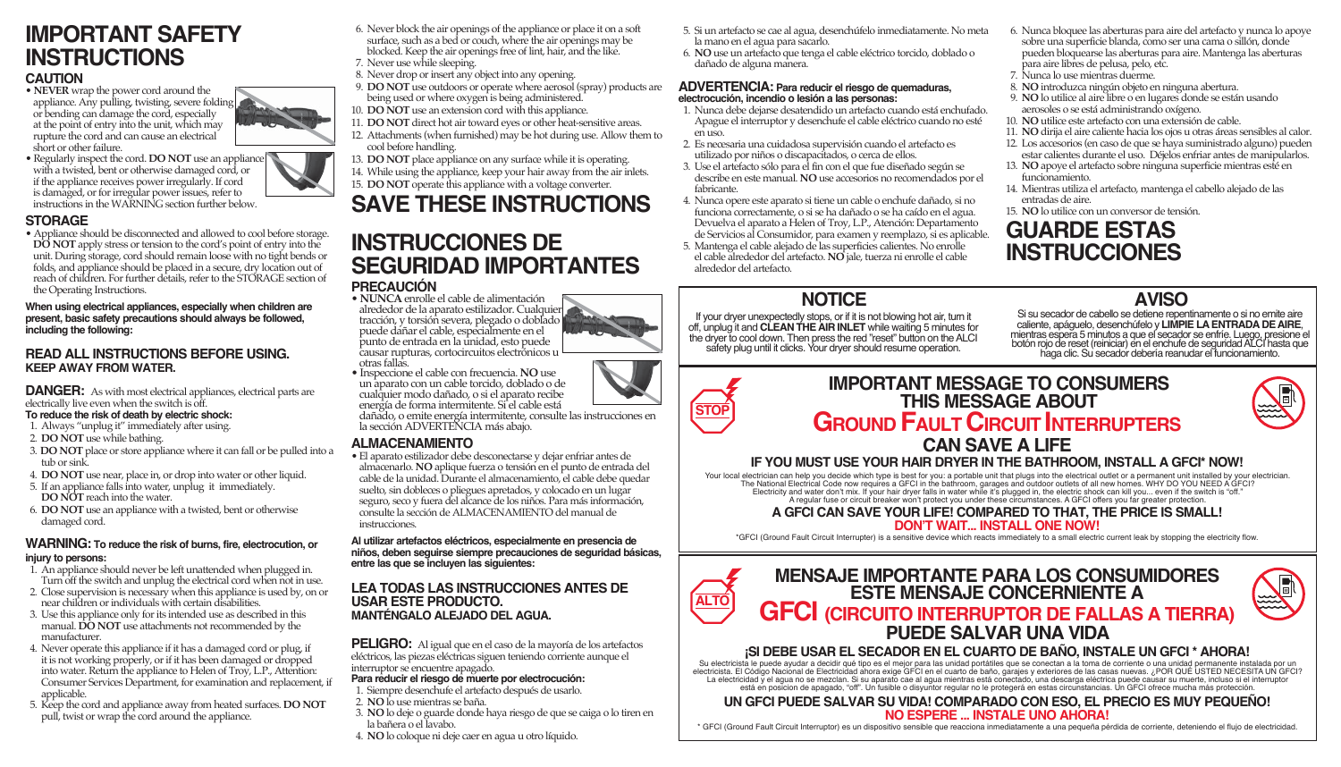# IMPORTANT SAFETY INSTRUCTIONS

### CAUTION

- **NEVER** wrap the power cord around the appliance. Any pulling, twisting, severe folding or bending can damage the cord, especially at the point of entry into the unit, which may rupture the cord and can cause an electrical short or other failure.
- Regularly inspect the cord. **DO NOT** use an appliance with a twisted, bent or otherwise damaged cord, or if the appliance receives power irregularly. If cord is damaged, or for irregular power issues, refer to instructions in the WARNING section further below.

### STORAGE

- Appliance should be disconnected and allowed to cool before storage. **DO NOT** apply stress or tension to the cord's point of entry into the unit. During storage, cord should remain loose with no tight bends or folds, and appliance should be placed in a secure, dry location out of reach of children. For further details, refer to the STORAGE section of the Operating Instructions.

**When using electrical appliances, especially when children are present, basic safety precautions should always be followed, including the following:**

### READ ALL INSTRUCTIONS BEFORE USING.
**KEEP AWAY FROM WATER.**

**DANGER:** As with most electrical appliances, electrical parts are electrically live even when the switch is off.

**To reduce the risk of death by electric shock:**

1. Always "unplug it" immediately after using.
2. **DO NOT** use while bathing.
3. **DO NOT** place or store appliance where it can fall or be pulled into a tub or sink.
4. **DO NOT** use near, place in, or drop into water or other liquid.
5. If an appliance falls into water, unplug it immediately. **DO NOT** reach into the water.
6. **DO NOT** use an appliance with a twisted, bent or otherwise damaged cord.

**WARNING: To reduce the risk of burns, fire, electrocution, or injury to persons:**

1. An appliance should never be left unattended when plugged in. Turn off the switch and unplug the electrical cord when not in use.
2. Close supervision is necessary when this appliance is used by, on or near children or individuals with certain disabilities.
3. Use this appliance only for its intended use as described in this manual. **DO NOT** use attachments not recommended by the manufacturer.
4. Never operate this appliance if it has a damaged cord or plug, if it is not working properly, or if it has been damaged or dropped into water. Return the appliance to Helen of Troy, L.P., Attention: Consumer Services Department, for examination and replacement, if applicable.
5. Keep the cord and appliance away from heated surfaces. **DO NOT** pull, twist or wrap the cord around the appliance.
6. Never block the air openings of the appliance or place it on a soft surface, such as a bed or couch, where the air openings may be blocked. Keep the air openings free of lint, hair, and the like.
7. Never use while sleeping.
8. Never drop or insert any object into any opening.
9. **DO NOT** use outdoors or operate where aerosol (spray) products are being used or where oxygen is being administered.
10. **DO NOT** use an extension cord with this appliance.
11. **DO NOT** direct hot air toward eyes or other heat-sensitive areas.
12. Attachments (when furnished) may be hot during use. Allow them to cool before handling.
13. **DO NOT** place appliance on any surface while it is operating.
14. While using the appliance, keep your hair away from the air inlets.
15. **DO NOT** operate this appliance with a voltage converter.

## SAVE THESE INSTRUCTIONS

# INSTRUCCIONES DE SEGURIDAD IMPORTANTES

### PRECAUCIÓN

- **NUNCA** enrolle el cable de alimentación alrededor de la aparato estilizador. Cualquier tracción, y torsión severa, plegado o doblado puede dañar el cable, especialmente en el punto de entrada en la unidad, esto puede causar rupturas, cortocircuitos electrónicos u otras fallas.
- Inspeccione el cable con frecuencia. **NO** use un aparato con un cable torcido, doblado o de cualquier modo dañado, o si el aparato recibe energía de forma intermitente. Si el cable está dañado, o emite energía intermitente, consulte las instrucciones en la sección ADVERTENCIA más abajo.

### ALMACENAMIENTO

- El aparato estilizador debe desconectarse y dejar enfriar antes de almacenarlo. **NO** aplique fuerza o tensión en el punto de entrada del cable de la unidad. Durante el almacenamiento, el cable debe quedar suelto, sin dobleces o pliegues apretados, y colocado en un lugar seguro, seco y fuera del alcance de los niños. Para más información, consulte la sección de ALMACENAMIENTO del manual de instrucciones.

**Al utilizar artefactos eléctricos, especialmente en presencia de niños, deben seguirse siempre precauciones de seguridad básicas, entre las que se incluyen las siguientes:**

### LEA TODAS LAS INSTRUCCIONES ANTES DE USAR ESTE PRODUCTO.
**MANTÉNGALO ALEJADO DEL AGUA.**

**PELIGRO:** Al igual que en el caso de la mayoría de los artefactos eléctricos, las piezas eléctricas siguen teniendo corriente aunque el interruptor se encuentre apagado.

**Para reducir el riesgo de muerte por electrocución:**

1. Siempre desenchufe el artefacto después de usarlo.
2. **NO** lo use mientras se baña.
3. **NO** lo deje o guarde donde haya riesgo de que se caiga o lo tiren en la bañera o el lavabo.
4. **NO** lo coloque ni deje caer en agua u otro líquido.
5. Si un artefacto se cae al agua, desenchúfelo inmediatamente. No meta la mano en el agua para sacarlo.
6. **NO** use un artefacto que tenga el cable eléctrico torcido, doblado o dañado de alguna manera.

**ADVERTENCIA: Para reducir el riesgo de quemaduras, electrocución, incendio o lesión a las personas:**

1. Nunca debe dejarse desatendido un artefacto cuando está enchufado. Apague el interruptor y desenchufe el cable eléctrico cuando no esté en uso.
2. Es necesaria una cuidadosa supervisión cuando el artefacto es utilizado por niños o discapacitados, o cerca de ellos.
3. Use el artefacto sólo para el fin con el que fue diseñado según se describe en este manual. **NO** use accesorios no recomendados por el fabricante.
4. Nunca opere este aparato si tiene un cable o enchufe dañado, si no funciona correctamente, o si se ha dañado o se ha caído en el agua. Devuelva el aparato a Helen of Troy, L.P., Atención: Departamento de Servicios al Consumidor, para examen y reemplazo, si es aplicable.
5. Mantenga el cable alejado de las superficies calientes. No enrolle el cable alrededor del artefacto. **NO** jale, tuerza ni enrolle el cable alrededor del artefacto.
6. Nunca bloquee las aberturas para aire del artefacto y nunca lo apoye sobre una superficie blanda, como ser una cama o sillón, donde pueden bloquearse las aberturas para aire. Mantenga las aberturas para aire libres de pelusa, pelo, etc.
7. Nunca lo use mientras duerme.
8. **NO** introduzca ningún objeto en ninguna abertura.
9. **NO** lo utilice al aire libre o en lugares donde se están usando aerosoles o se está administrando oxígeno.
10. **NO** utilice este artefacto con una extensión de cable.
11. **NO** dirija el aire caliente hacia los ojos u otras áreas sensibles al calor.
12. Los accesorios (en caso de que se haya suministrado alguno) pueden estar calientes durante el uso. Déjelos enfriar antes de manipularlos.
13. **NO** apoye el artefacto sobre ninguna superficie mientras esté en funcionamiento.
14. Mientras utiliza el artefacto, mantenga el cabello alejado de las entradas de aire.
15. **NO** lo utilice con un conversor de tensión.

## GUARDE ESTAS INSTRUCCIONES

## NOTICE

If your dryer unexpectedly stops, or if it is not blowing hot air, turn it off, unplug it and **CLEAN THE AIR INLET** while waiting 5 minutes for the dryer to cool down. Then press the red "reset" button on the ALCI safety plug until it clicks. Your dryer should resume operation.

## AVISO

Si su secador de cabello se detiene repentinamente o si no emite aire caliente, apáguelo, desenchúfelo y **LIMPIE LA ENTRADA DE AIRE**, mientras espera 5 minutos a que el secador se enfríe. Luego, presione el botón rojo de reset (reiniciar) en el enchufe de seguridad ALCI hasta que haga clic. Su secador debería reanudar el funcionamiento.

STOP

## IMPORTANT MESSAGE TO CONSUMERS THIS MESSAGE ABOUT GROUND FAULT CIRCUIT INTERRUPTERS CAN SAVE A LIFE

### IF YOU MUST USE YOUR HAIR DRYER IN THE BATHROOM, INSTALL A GFCI* NOW!

Your local electrician can help you decide which type is best for you: a portable unit that plugs into the electrical outlet or a permanent unit installed by your electrician. The National Electrical Code now requires a GFCI in the bathroom, garages and outdoor outlets of all new homes. WHY DO YOU NEED A GFCI? Electricity and water don't mix. If your hair dryer falls in water while it's plugged in, the electric shock can kill you... even if the switch is "off." A regular fuse or circuit breaker won't protect you under these circumstances. A GFCI offers you far greater protection.

**A GFCI CAN SAVE YOUR LIFE! COMPARED TO THAT, THE PRICE IS SMALL!**
**DON'T WAIT... INSTALL ONE NOW!**

*GFCI (Ground Fault Circuit Interrupter) is a sensitive device which reacts immediately to a small electric current leak by stopping the electricity flow.

ALTO

## MENSAJE IMPORTANTE PARA LOS CONSUMIDORES ESTE MENSAJE CONCERNIENTE A GFCI (CIRCUITO INTERRUPTOR DE FALLAS A TIERRA) PUEDE SALVAR UNA VIDA

### ¡SI DEBE USAR EL SECADOR EN EL CUARTO DE BAÑO, INSTALE UN GFCI * AHORA!

Su electricista le puede ayudar a decidir qué tipo es el mejor para les unidad portátiles que se conectan a la toma de corriente o una unidad permanente instalada por un electricista. El Código Nacional de Electricidad ahora exige GFCI en el cuarto de baño, garajes y exteriores de las casas nuevas. ¿POR QUÉ USTED NECESITA UN GFCI? La electricidad y el agua no se mezclan. Si su aparato cae al agua mientras está conectado, una descarga eléctrica puede causar su muerte, incluso si el interruptor está en posicion de apagado, "off". Un fusible o disyuntor regular no le protegerá en estas circunstancias. Un GFCI ofrece mucha más protección.

**UN GFCI PUEDE SALVAR SU VIDA! COMPARADO CON ESO, EL PRECIO ES MUY PEQUEÑO!**
**NO ESPERE ... INSTALE UNO AHORA!**

* GFCI (Ground Fault Circuit Interruptor) es un dispositivo sensible que reacciona inmediatamente a una pequeña pérdida de corriente, deteniendo el flujo de electricidad.